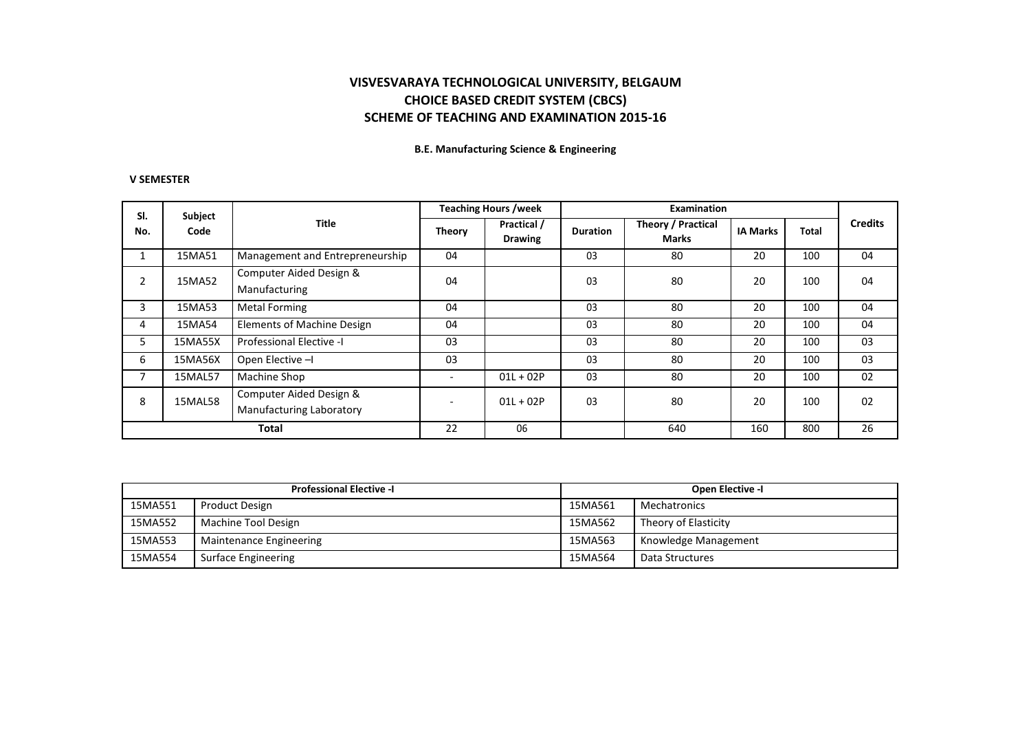# VISVESVARAYA TECHNOLOGICAL UNIVERSITY, BELGAUM
## CHOICE BASED CREDIT SYSTEM (CBCS)
## SCHEME OF TEACHING AND EXAMINATION 2015-16

**B.E. Manufacturing Science & Engineering**

**V SEMESTER**

| Sl. No. | Subject Code | Title | Teaching Hours /week | | Examination | | | | Credits |
|---|---|---|---|---|---|---|---|---|---|
| | | | Theory | Practical / Drawing | Duration | Theory / Practical Marks | IA Marks | Total | |
| 1 | 15MA51 | Management and Entrepreneurship | 04 | | 03 | 80 | 20 | 100 | 04 |
| 2 | 15MA52 | Computer Aided Design & Manufacturing | 04 | | 03 | 80 | 20 | 100 | 04 |
| 3 | 15MA53 | Metal Forming | 04 | | 03 | 80 | 20 | 100 | 04 |
| 4 | 15MA54 | Elements of Machine Design | 04 | | 03 | 80 | 20 | 100 | 04 |
| 5 | 15MA55X | Professional Elective -I | 03 | | 03 | 80 | 20 | 100 | 03 |
| 6 | 15MA56X | Open Elective –I | 03 | | 03 | 80 | 20 | 100 | 03 |
| 7 | 15MAL57 | Machine Shop | - | 01L + 02P | 03 | 80 | 20 | 100 | 02 |
| 8 | 15MAL58 | Computer Aided Design & Manufacturing Laboratory | - | 01L + 02P | 03 | 80 | 20 | 100 | 02 |
| Total | | | 22 | 06 | | 640 | 160 | 800 | 26 |

| Professional Elective -I | | Open Elective -I | |
|---|---|---|---|
| 15MA551 | Product Design | 15MA561 | Mechatronics |
| 15MA552 | Machine Tool Design | 15MA562 | Theory of Elasticity |
| 15MA553 | Maintenance Engineering | 15MA563 | Knowledge Management |
| 15MA554 | Surface Engineering | 15MA564 | Data Structures |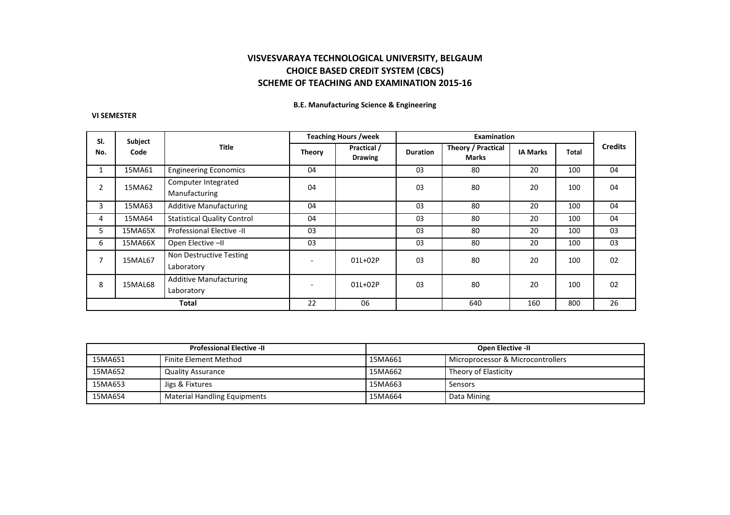# VISVESVARAYA TECHNOLOGICAL UNIVERSITY, BELGAUM
## CHOICE BASED CREDIT SYSTEM (CBCS)
## SCHEME OF TEACHING AND EXAMINATION 2015-16

**B.E. Manufacturing Science & Engineering**

**VI SEMESTER**

| Sl. No. | Subject Code | Title | Teaching Hours /week | | Examination | | | | Credits |
|---|---|---|---|---|---|---|---|---|---|
| | | | Theory | Practical / Drawing | Duration | Theory / Practical Marks | IA Marks | Total | |
| 1 | 15MA61 | Engineering Economics | 04 | | 03 | 80 | 20 | 100 | 04 |
| 2 | 15MA62 | Computer Integrated Manufacturing | 04 | | 03 | 80 | 20 | 100 | 04 |
| 3 | 15MA63 | Additive Manufacturing | 04 | | 03 | 80 | 20 | 100 | 04 |
| 4 | 15MA64 | Statistical Quality Control | 04 | | 03 | 80 | 20 | 100 | 04 |
| 5 | 15MA65X | Professional Elective -II | 03 | | 03 | 80 | 20 | 100 | 03 |
| 6 | 15MA66X | Open Elective –II | 03 | | 03 | 80 | 20 | 100 | 03 |
| 7 | 15MAL67 | Non Destructive Testing Laboratory | - | 01L+02P | 03 | 80 | 20 | 100 | 02 |
| 8 | 15MAL68 | Additive Manufacturing Laboratory | - | 01L+02P | 03 | 80 | 20 | 100 | 02 |
| **Total** | | | 22 | 06 | | 640 | 160 | 800 | 26 |

| Professional Elective -II | | Open Elective -II | |
|---|---|---|---|
| 15MA651 | Finite Element Method | 15MA661 | Microprocessor & Microcontrollers |
| 15MA652 | Quality Assurance | 15MA662 | Theory of Elasticity |
| 15MA653 | Jigs & Fixtures | 15MA663 | Sensors |
| 15MA654 | Material Handling Equipments | 15MA664 | Data Mining |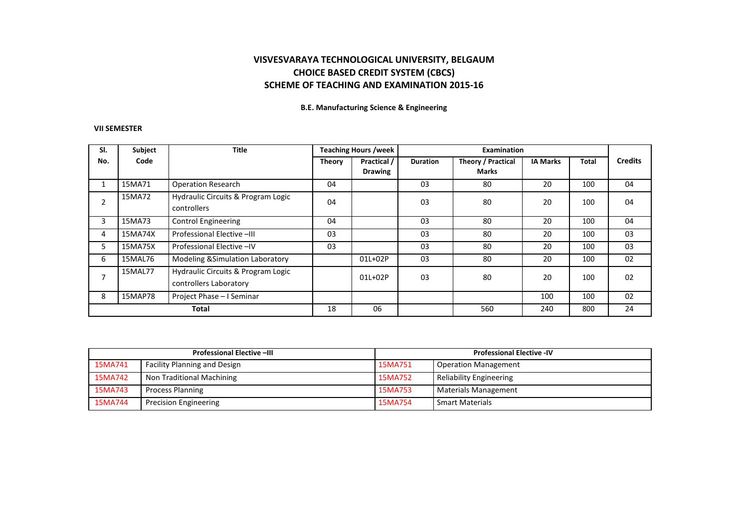# VISVESVARAYA TECHNOLOGICAL UNIVERSITY, BELGAUM
## CHOICE BASED CREDIT SYSTEM (CBCS)
## SCHEME OF TEACHING AND EXAMINATION 2015-16

**B.E. Manufacturing Science & Engineering**

**VII SEMESTER**

| Sl. No. | Subject Code | Title | Teaching Hours /week | | Examination | | | | Credits |
|---|---|---|---|---|---|---|---|---|---|
| | | | Theory | Practical / Drawing | Duration | Theory / Practical Marks | IA Marks | Total | |
| 1 | 15MA71 | Operation Research | 04 | | 03 | 80 | 20 | 100 | 04 |
| 2 | 15MA72 | Hydraulic Circuits & Program Logic controllers | 04 | | 03 | 80 | 20 | 100 | 04 |
| 3 | 15MA73 | Control Engineering | 04 | | 03 | 80 | 20 | 100 | 04 |
| 4 | 15MA74X | Professional Elective –III | 03 | | 03 | 80 | 20 | 100 | 03 |
| 5 | 15MA75X | Professional Elective –IV | 03 | | 03 | 80 | 20 | 100 | 03 |
| 6 | 15MAL76 | Modeling &Simulation Laboratory | | 01L+02P | 03 | 80 | 20 | 100 | 02 |
| 7 | 15MAL77 | Hydraulic Circuits & Program Logic controllers Laboratory | | 01L+02P | 03 | 80 | 20 | 100 | 02 |
| 8 | 15MAP78 | Project Phase – I Seminar | | | | | 100 | 100 | 02 |
| **Total** | | | 18 | 06 | | 560 | 240 | 800 | 24 |

| Professional Elective –III | | Professional Elective -IV | |
|---|---|---|---|
| 15MA741 | Facility Planning and Design | 15MA751 | Operation Management |
| 15MA742 | Non Traditional Machining | 15MA752 | Reliability Engineering |
| 15MA743 | Process Planning | 15MA753 | Materials Management |
| 15MA744 | Precision Engineering | 15MA754 | Smart Materials |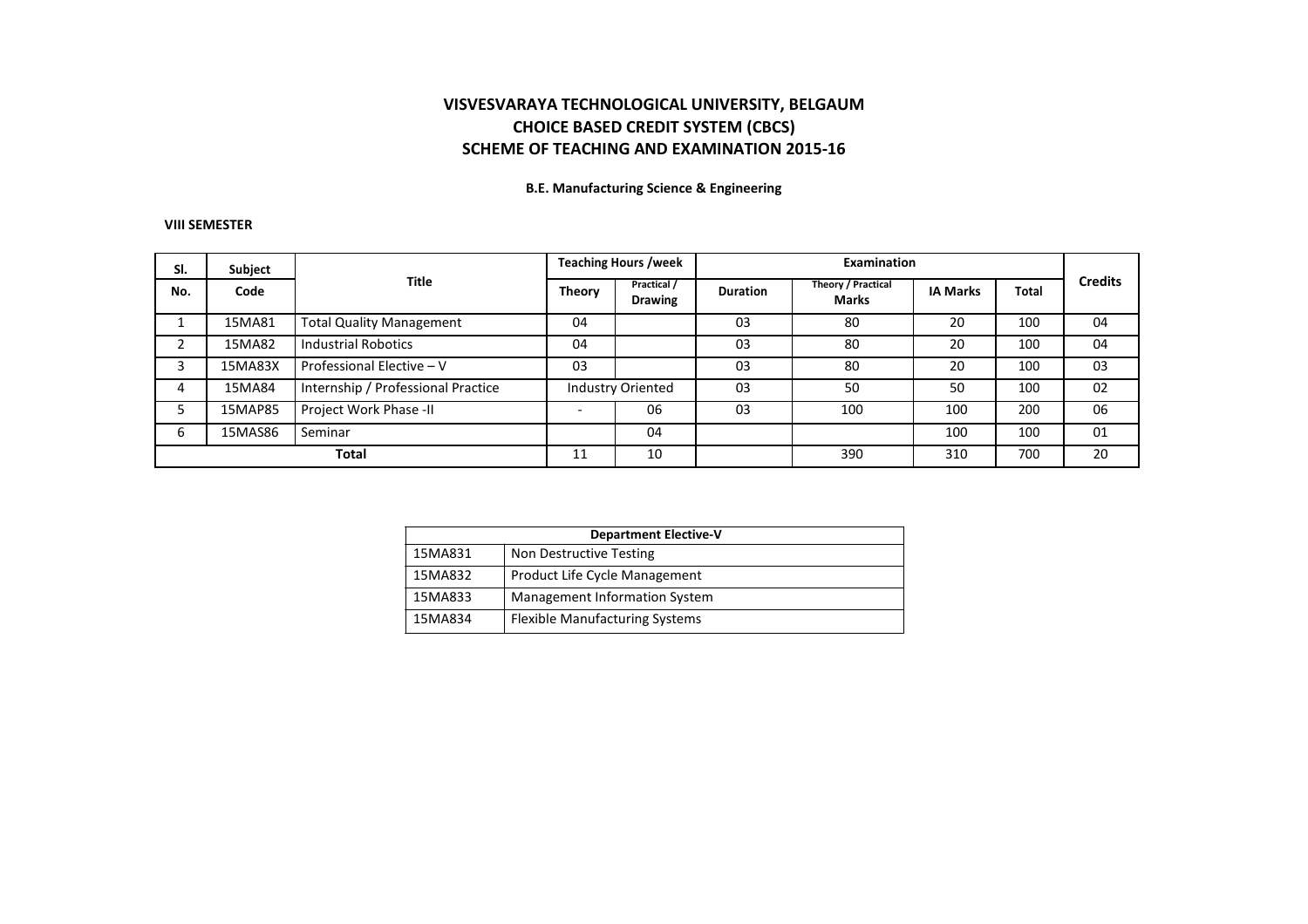# VISVESVARAYA TECHNOLOGICAL UNIVERSITY, BELGAUM
# CHOICE BASED CREDIT SYSTEM (CBCS)
# SCHEME OF TEACHING AND EXAMINATION 2015-16

**B.E. Manufacturing Science & Engineering**

**VIII SEMESTER**

| Sl. No. | Subject Code | Title | Teaching Hours /week | | Examination | | | | Credits |
|---|---|---|---|---|---|---|---|---|---|
| | | | Theory | Practical / Drawing | Duration | Theory / Practical Marks | IA Marks | Total | |
| 1 | 15MA81 | Total Quality Management | 04 | | 03 | 80 | 20 | 100 | 04 |
| 2 | 15MA82 | Industrial Robotics | 04 | | 03 | 80 | 20 | 100 | 04 |
| 3 | 15MA83X | Professional Elective – V | 03 | | 03 | 80 | 20 | 100 | 03 |
| 4 | 15MA84 | Internship / Professional Practice | Industry Oriented | | 03 | 50 | 50 | 100 | 02 |
| 5 | 15MAP85 | Project Work Phase -II | - | 06 | 03 | 100 | 100 | 200 | 06 |
| 6 | 15MAS86 | Seminar | | 04 | | | 100 | 100 | 01 |
| Total | | | 11 | 10 | | 390 | 310 | 700 | 20 |

| Department Elective-V | |
|---|---|
| 15MA831 | Non Destructive Testing |
| 15MA832 | Product Life Cycle Management |
| 15MA833 | Management Information System |
| 15MA834 | Flexible Manufacturing Systems |